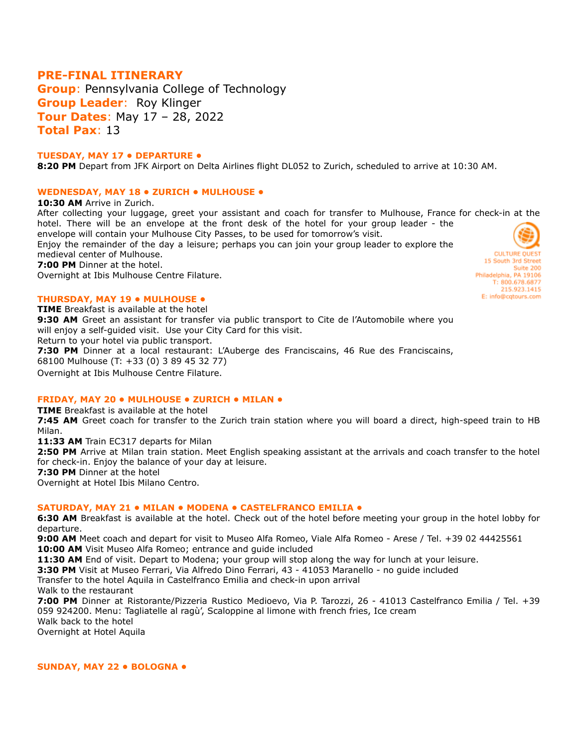# PRE-FINAL ITINERARY

**Group**: Pennsylvania College of Technology
**Group Leader**: Roy Klinger
**Tour Dates**: May 17 – 28, 2022
**Total Pax**: 13

CULTURE QUEST
15 South 3rd Street
Suite 200
Philadelphia, PA 19106
T: 800.678.6877
215.923.1415
E: info@cqtours.com

### TUESDAY, MAY 17 • DEPARTURE •

**8:20 PM** Depart from JFK Airport on Delta Airlines flight DL052 to Zurich, scheduled to arrive at 10:30 AM.

### WEDNESDAY, MAY 18 • ZURICH • MULHOUSE •

**10:30 AM** Arrive in Zurich.
After collecting your luggage, greet your assistant and coach for transfer to Mulhouse, France for check-in at the hotel. There will be an envelope at the front desk of the hotel for your group leader - the envelope will contain your Mulhouse City Passes, to be used for tomorrow's visit.
Enjoy the remainder of the day a leisure; perhaps you can join your group leader to explore the medieval center of Mulhouse.
**7:00 PM** Dinner at the hotel.
Overnight at Ibis Mulhouse Centre Filature.

### THURSDAY, MAY 19 • MULHOUSE •

**TIME** Breakfast is available at the hotel
**9:30 AM** Greet an assistant for transfer via public transport to Cite de l'Automobile where you will enjoy a self-guided visit. Use your City Card for this visit.
Return to your hotel via public transport.
**7:30 PM** Dinner at a local restaurant: L'Auberge des Franciscains, 46 Rue des Franciscains, 68100 Mulhouse (T: +33 (0) 3 89 45 32 77)
Overnight at Ibis Mulhouse Centre Filature.

### FRIDAY, MAY 20 • MULHOUSE • ZURICH • MILAN •

**TIME** Breakfast is available at the hotel
**7:45 AM** Greet coach for transfer to the Zurich train station where you will board a direct, high-speed train to HB Milan.
**11:33 AM** Train EC317 departs for Milan
**2:50 PM** Arrive at Milan train station. Meet English speaking assistant at the arrivals and coach transfer to the hotel for check-in. Enjoy the balance of your day at leisure.
**7:30 PM** Dinner at the hotel
Overnight at Hotel Ibis Milano Centro.

### SATURDAY, MAY 21 • MILAN • MODENA • CASTELFRANCO EMILIA •

**6:30 AM** Breakfast is available at the hotel. Check out of the hotel before meeting your group in the hotel lobby for departure.
**9:00 AM** Meet coach and depart for visit to Museo Alfa Romeo, Viale Alfa Romeo - Arese / Tel. +39 02 44425561
**10:00 AM** Visit Museo Alfa Romeo; entrance and guide included
**11:30 AM** End of visit. Depart to Modena; your group will stop along the way for lunch at your leisure.
**3:30 PM** Visit at Museo Ferrari, Via Alfredo Dino Ferrari, 43 - 41053 Maranello - no guide included
Transfer to the hotel Aquila in Castelfranco Emilia and check-in upon arrival
Walk to the restaurant
**7:00 PM** Dinner at Ristorante/Pizzeria Rustico Medioevo, Via P. Tarozzi, 26 - 41013 Castelfranco Emilia / Tel. +39 059 924200. Menu: Tagliatelle al ragù', Scaloppine al limone with french fries, Ice cream
Walk back to the hotel
Overnight at Hotel Aquila

### SUNDAY, MAY 22 • BOLOGNA •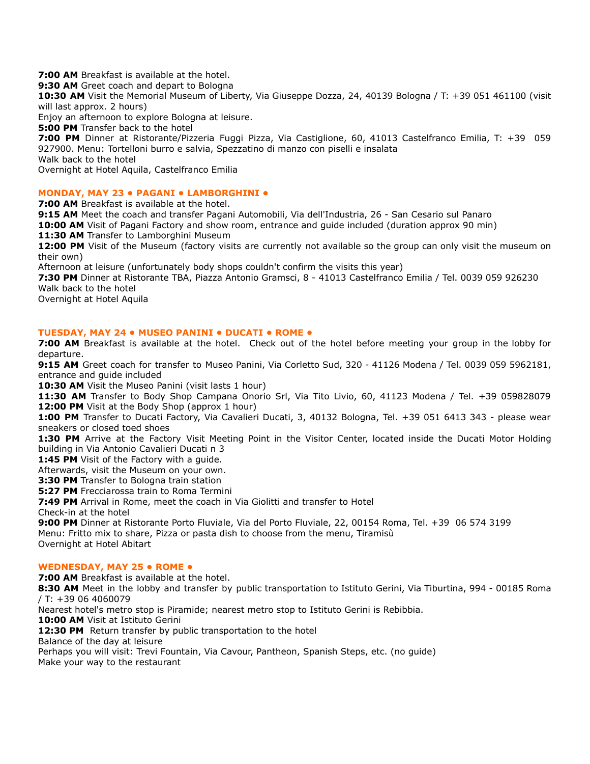**7:00 AM** Breakfast is available at the hotel.
**9:30 AM** Greet coach and depart to Bologna
**10:30 AM** Visit the Memorial Museum of Liberty, Via Giuseppe Dozza, 24, 40139 Bologna / T: +39 051 461100 (visit will last approx. 2 hours)
Enjoy an afternoon to explore Bologna at leisure.
**5:00 PM** Transfer back to the hotel
**7:00 PM** Dinner at Ristorante/Pizzeria Fuggi Pizza, Via Castiglione, 60, 41013 Castelfranco Emilia, T: +39 059 927900. Menu: Tortelloni burro e salvia, Spezzatino di manzo con piselli e insalata
Walk back to the hotel
Overnight at Hotel Aquila, Castelfranco Emilia

## MONDAY, MAY 23 • PAGANI • LAMBORGHINI •

**7:00 AM** Breakfast is available at the hotel.
**9:15 AM** Meet the coach and transfer Pagani Automobili, Via dell'Industria, 26 - San Cesario sul Panaro
**10:00 AM** Visit of Pagani Factory and show room, entrance and guide included (duration approx 90 min)
**11:30 AM** Transfer to Lamborghini Museum
**12:00 PM** Visit of the Museum (factory visits are currently not available so the group can only visit the museum on their own)
Afternoon at leisure (unfortunately body shops couldn't confirm the visits this year)
**7:30 PM** Dinner at Ristorante TBA, Piazza Antonio Gramsci, 8 - 41013 Castelfranco Emilia / Tel. 0039 059 926230
Walk back to the hotel
Overnight at Hotel Aquila

## TUESDAY, MAY 24 • MUSEO PANINI • DUCATI • ROME •

**7:00 AM** Breakfast is available at the hotel. Check out of the hotel before meeting your group in the lobby for departure.
**9:15 AM** Greet coach for transfer to Museo Panini, Via Corletto Sud, 320 - 41126 Modena / Tel. 0039 059 5962181, entrance and guide included
**10:30 AM** Visit the Museo Panini (visit lasts 1 hour)
**11:30 AM** Transfer to Body Shop Campana Onorio Srl, Via Tito Livio, 60, 41123 Modena / Tel. +39 059828079
**12:00 PM** Visit at the Body Shop (approx 1 hour)
**1:00 PM** Transfer to Ducati Factory, Via Cavalieri Ducati, 3, 40132 Bologna, Tel. +39 051 6413 343 - please wear sneakers or closed toed shoes
**1:30 PM** Arrive at the Factory Visit Meeting Point in the Visitor Center, located inside the Ducati Motor Holding building in Via Antonio Cavalieri Ducati n 3
**1:45 PM** Visit of the Factory with a guide.
Afterwards, visit the Museum on your own.
**3:30 PM** Transfer to Bologna train station
**5:27 PM** Frecciarossa train to Roma Termini
**7:49 PM** Arrival in Rome, meet the coach in Via Giolitti and transfer to Hotel
Check-in at the hotel
**9:00 PM** Dinner at Ristorante Porto Fluviale, Via del Porto Fluviale, 22, 00154 Roma, Tel. +39 06 574 3199
Menu: Fritto mix to share, Pizza or pasta dish to choose from the menu, Tiramisù
Overnight at Hotel Abitart

## WEDNESDAY, MAY 25 • ROME •

**7:00 AM** Breakfast is available at the hotel.
**8:30 AM** Meet in the lobby and transfer by public transportation to Istituto Gerini, Via Tiburtina, 994 - 00185 Roma / T: +39 06 4060079
Nearest hotel's metro stop is Piramide; nearest metro stop to Istituto Gerini is Rebibbia.
**10:00 AM** Visit at Istituto Gerini
**12:30 PM** Return transfer by public transportation to the hotel
Balance of the day at leisure
Perhaps you will visit: Trevi Fountain, Via Cavour, Pantheon, Spanish Steps, etc. (no guide)
Make your way to the restaurant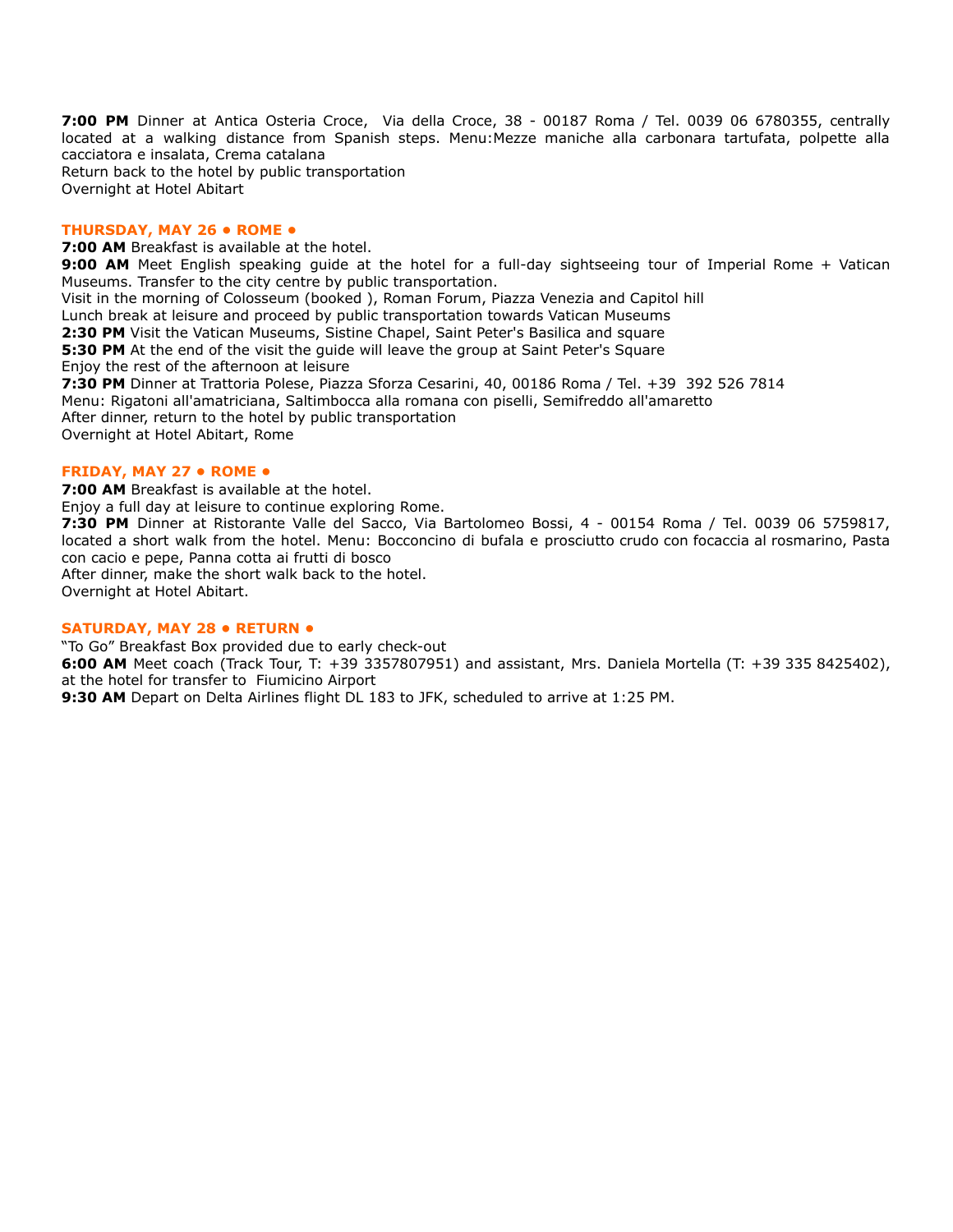**7:00 PM** Dinner at Antica Osteria Croce, Via della Croce, 38 - 00187 Roma / Tel. 0039 06 6780355, centrally located at a walking distance from Spanish steps. Menu:Mezze maniche alla carbonara tartufata, polpette alla cacciatora e insalata, Crema catalana
Return back to the hotel by public transportation
Overnight at Hotel Abitart

## THURSDAY, MAY 26 • ROME •

**7:00 AM** Breakfast is available at the hotel.
**9:00 AM** Meet English speaking guide at the hotel for a full-day sightseeing tour of Imperial Rome + Vatican Museums. Transfer to the city centre by public transportation.
Visit in the morning of Colosseum (booked ), Roman Forum, Piazza Venezia and Capitol hill
Lunch break at leisure and proceed by public transportation towards Vatican Museums
**2:30 PM** Visit the Vatican Museums, Sistine Chapel, Saint Peter's Basilica and square
**5:30 PM** At the end of the visit the guide will leave the group at Saint Peter's Square
Enjoy the rest of the afternoon at leisure
**7:30 PM** Dinner at Trattoria Polese, Piazza Sforza Cesarini, 40, 00186 Roma / Tel. +39 392 526 7814
Menu: Rigatoni all'amatriciana, Saltimbocca alla romana con piselli, Semifreddo all'amaretto
After dinner, return to the hotel by public transportation
Overnight at Hotel Abitart, Rome

## FRIDAY, MAY 27 • ROME •

**7:00 AM** Breakfast is available at the hotel.
Enjoy a full day at leisure to continue exploring Rome.
**7:30 PM** Dinner at Ristorante Valle del Sacco, Via Bartolomeo Bossi, 4 - 00154 Roma / Tel. 0039 06 5759817, located a short walk from the hotel. Menu: Bocconcino di bufala e prosciutto crudo con focaccia al rosmarino, Pasta con cacio e pepe, Panna cotta ai frutti di bosco
After dinner, make the short walk back to the hotel.
Overnight at Hotel Abitart.

## SATURDAY, MAY 28 • RETURN •

"To Go" Breakfast Box provided due to early check-out
**6:00 AM** Meet coach (Track Tour, T: +39 3357807951) and assistant, Mrs. Daniela Mortella (T: +39 335 8425402), at the hotel for transfer to Fiumicino Airport
**9:30 AM** Depart on Delta Airlines flight DL 183 to JFK, scheduled to arrive at 1:25 PM.